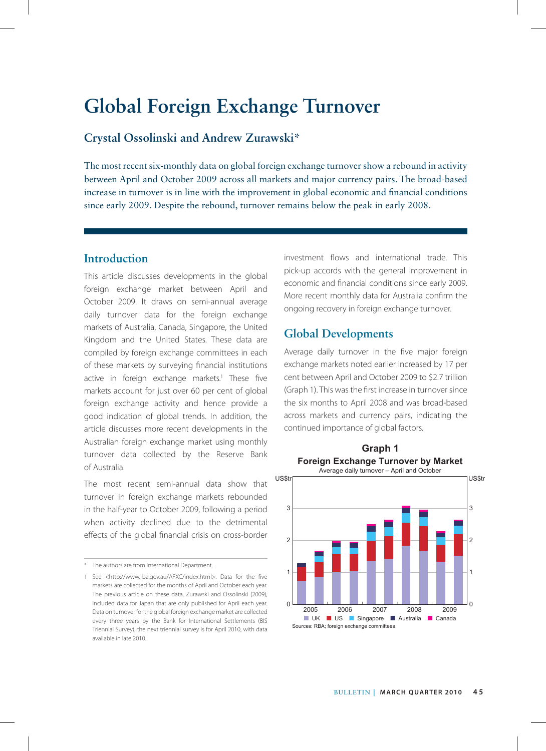# Global Foreign Exchange Turnover

### Crystal Ossolinski and Andrew Zurawski*

The most recent six-monthly data on global foreign exchange turnover show a rebound in activity between April and October 2009 across all markets and major currency pairs. The broad-based increase in turnover is in line with the improvement in global economic and financial conditions since early 2009. Despite the rebound, turnover remains below the peak in early 2008.

## Introduction

This article discusses developments in the global foreign exchange market between April and October 2009. It draws on semi-annual average daily turnover data for the foreign exchange markets of Australia, Canada, Singapore, the United Kingdom and the United States. These data are compiled by foreign exchange committees in each of these markets by surveying financial institutions active in foreign exchange markets.[1] These five markets account for just over 60 per cent of global foreign exchange activity and hence provide a good indication of global trends. In addition, the article discusses more recent developments in the Australian foreign exchange market using monthly turnover data collected by the Reserve Bank of Australia.

The most recent semi-annual data show that turnover in foreign exchange markets rebounded in the half-year to October 2009, following a period when activity declined due to the detrimental effects of the global financial crisis on cross-border investment flows and international trade. This pick-up accords with the general improvement in economic and financial conditions since early 2009. More recent monthly data for Australia confirm the ongoing recovery in foreign exchange turnover.

## Global Developments

Average daily turnover in the five major foreign exchange markets noted earlier increased by 17 per cent between April and October 2009 to $2.7 trillion (Graph 1). This was the first increase in turnover since the six months to April 2008 and was broad-based across markets and currency pairs, indicating the continued importance of global factors.

**Graph 1**
**Foreign Exchange Turnover by Market**
Average daily turnover – April and October

Sources: RBA; foreign exchange committees

---

\* The authors are from International Department.

1 See <http://www.rba.gov.au/AFXC/index.html>. Data for the five markets are collected for the months of April and October each year. The previous article on these data, Zurawski and Ossolinski (2009), included data for Japan that are only published for April each year. Data on turnover for the global foreign exchange market are collected every three years by the Bank for International Settlements (BIS Triennial Survey); the next triennial survey is for April 2010, with data available in late 2010.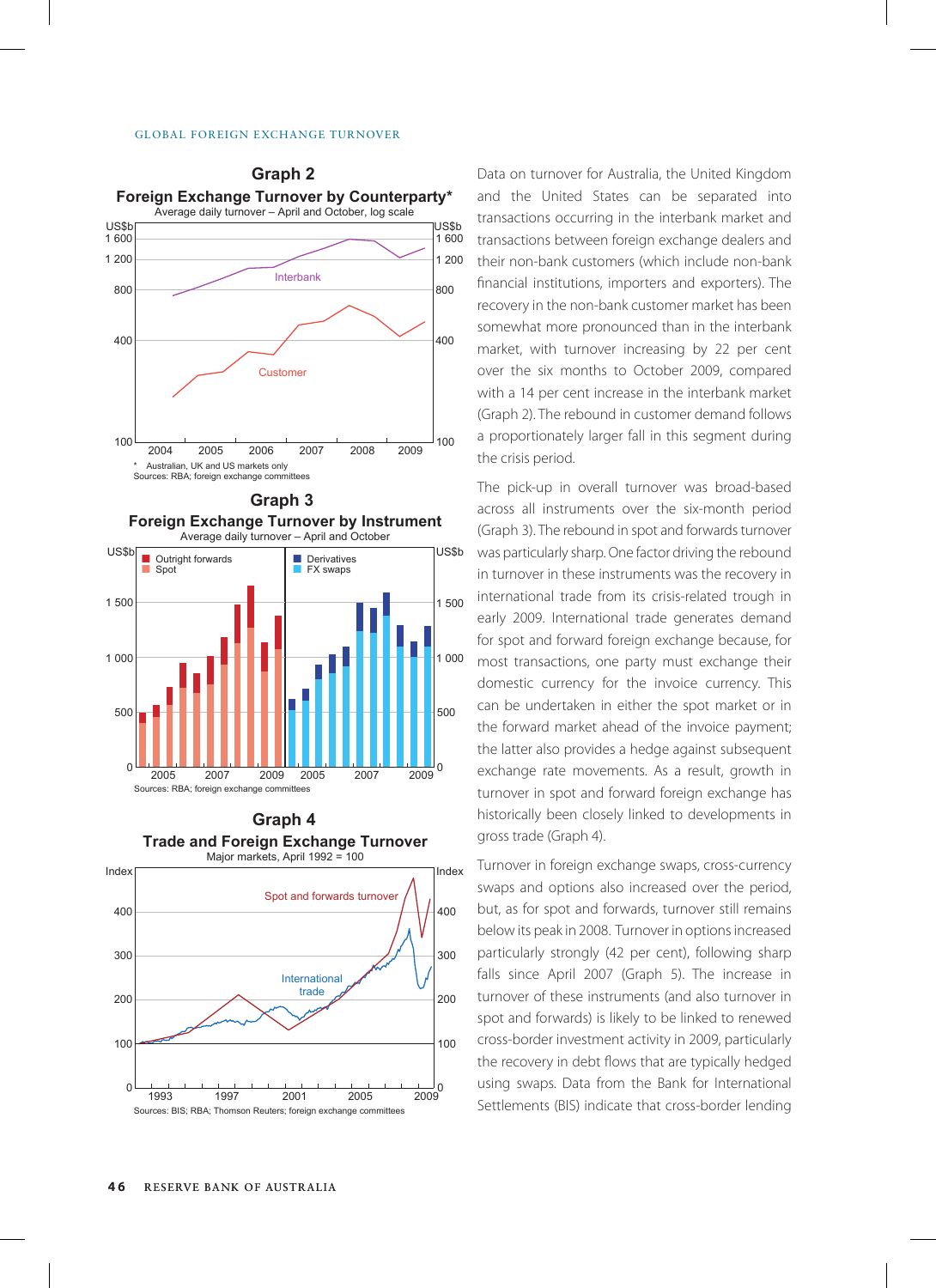### Graph 2

**Foreign Exchange Turnover by Counterparty***

Average daily turnover – April and October, log scale

\* Australian, UK and US markets only

Sources: RBA; foreign exchange committees

### Graph 3

**Foreign Exchange Turnover by Instrument**

Average daily turnover – April and October

Sources: RBA; foreign exchange committees

### Graph 4

**Trade and Foreign Exchange Turnover**

Major markets, April 1992 = 100

Sources: BIS; RBA; Thomson Reuters; foreign exchange committees

Data on turnover for Australia, the United Kingdom and the United States can be separated into transactions occurring in the interbank market and transactions between foreign exchange dealers and their non-bank customers (which include non-bank financial institutions, importers and exporters). The recovery in the non-bank customer market has been somewhat more pronounced than in the interbank market, with turnover increasing by 22 per cent over the six months to October 2009, compared with a 14 per cent increase in the interbank market (Graph 2). The rebound in customer demand follows a proportionately larger fall in this segment during the crisis period.

The pick-up in overall turnover was broad-based across all instruments over the six-month period (Graph 3). The rebound in spot and forwards turnover was particularly sharp. One factor driving the rebound in turnover in these instruments was the recovery in international trade from its crisis-related trough in early 2009. International trade generates demand for spot and forward foreign exchange because, for most transactions, one party must exchange their domestic currency for the invoice currency. This can be undertaken in either the spot market or in the forward market ahead of the invoice payment; the latter also provides a hedge against subsequent exchange rate movements. As a result, growth in turnover in spot and forward foreign exchange has historically been closely linked to developments in gross trade (Graph 4).

Turnover in foreign exchange swaps, cross-currency swaps and options also increased over the period, but, as for spot and forwards, turnover still remains below its peak in 2008. Turnover in options increased particularly strongly (42 per cent), following sharp falls since April 2007 (Graph 5). The increase in turnover of these instruments (and also turnover in spot and forwards) is likely to be linked to renewed cross-border investment activity in 2009, particularly the recovery in debt flows that are typically hedged using swaps. Data from the Bank for International Settlements (BIS) indicate that cross-border lending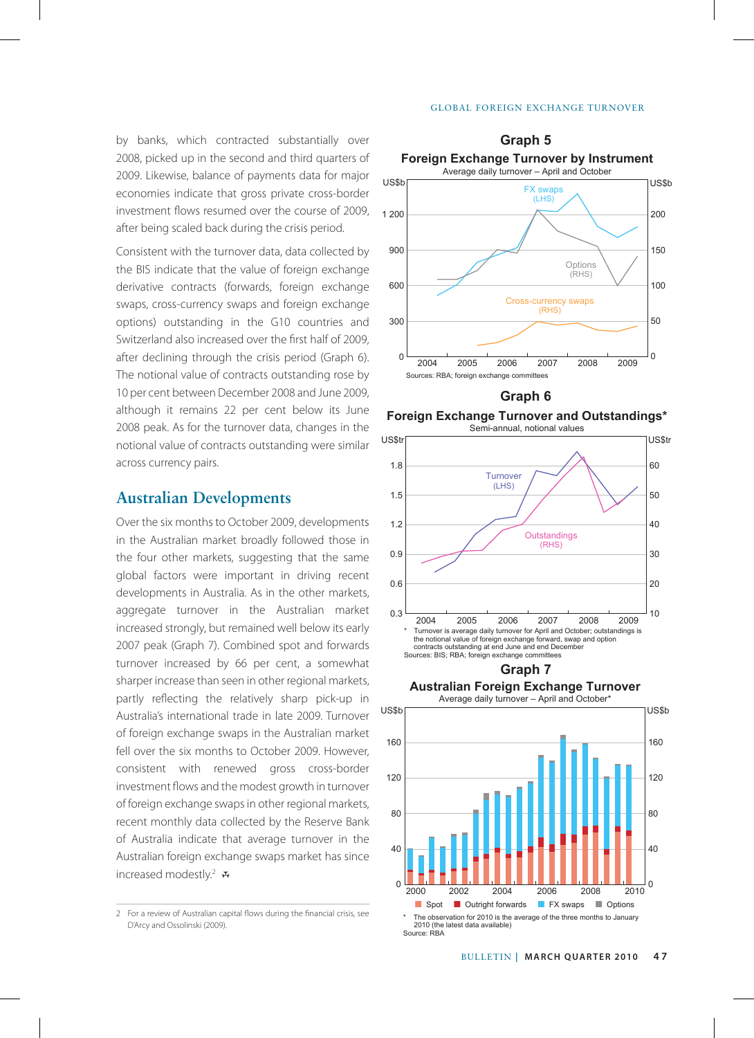by banks, which contracted substantially over 2008, picked up in the second and third quarters of 2009. Likewise, balance of payments data for major economies indicate that gross private cross-border investment flows resumed over the course of 2009, after being scaled back during the crisis period.

Consistent with the turnover data, data collected by the BIS indicate that the value of foreign exchange derivative contracts (forwards, foreign exchange swaps, cross-currency swaps and foreign exchange options) outstanding in the G10 countries and Switzerland also increased over the first half of 2009, after declining through the crisis period (Graph 6). The notional value of contracts outstanding rose by 10 per cent between December 2008 and June 2009, although it remains 22 per cent below its June 2008 peak. As for the turnover data, changes in the notional value of contracts outstanding were similar across currency pairs.

## Australian Developments

Over the six months to October 2009, developments in the Australian market broadly followed those in the four other markets, suggesting that the same global factors were important in driving recent developments in Australia. As in the other markets, aggregate turnover in the Australian market increased strongly, but remained well below its early 2007 peak (Graph 7). Combined spot and forwards turnover increased by 66 per cent, a somewhat sharper increase than seen in other regional markets, partly reflecting the relatively sharp pick-up in Australia's international trade in late 2009. Turnover of foreign exchange swaps in the Australian market fell over the six months to October 2009. However, consistent with renewed gross cross-border investment flows and the modest growth in turnover of foreign exchange swaps in other regional markets, recent monthly data collected by the Reserve Bank of Australia indicate that average turnover in the Australian foreign exchange swaps market has since increased modestly.[2]

**Graph 5**
**Foreign Exchange Turnover by Instrument**
Average daily turnover – April and October

Sources: RBA; foreign exchange committees

**Graph 6**
**Foreign Exchange Turnover and Outstandings***
Semi-annual, notional values

\* Turnover is average daily turnover for April and October; outstandings is the notional value of foreign exchange forward, swap and option contracts outstanding at end June and end December

Sources: BIS; RBA; foreign exchange committees

**Graph 7**
**Australian Foreign Exchange Turnover**
Average daily turnover – April and October*

\* The observation for 2010 is the average of the three months to January 2010 (the latest data available)

Source: RBA

---

2 For a review of Australian capital flows during the financial crisis, see D'Arcy and Ossolinski (2009).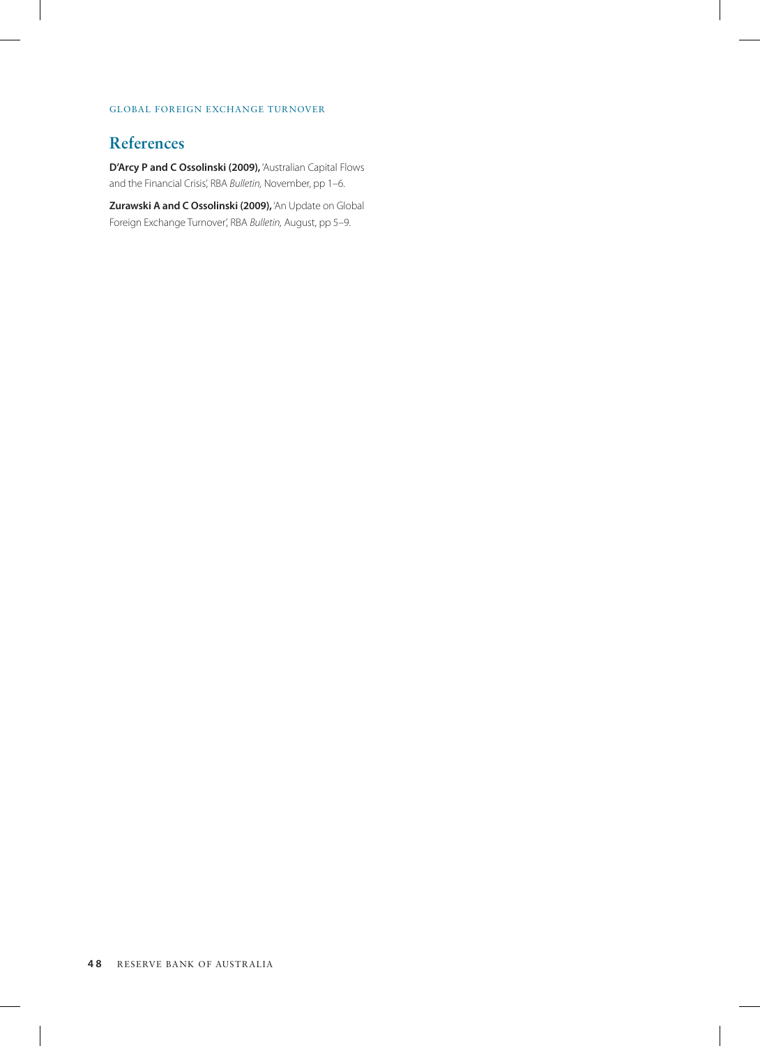## References

**D'Arcy P and C Ossolinski (2009),** 'Australian Capital Flows and the Financial Crisis', RBA *Bulletin,* November, pp 1–6.

**Zurawski A and C Ossolinski (2009),** 'An Update on Global Foreign Exchange Turnover', RBA *Bulletin,* August, pp 5–9.